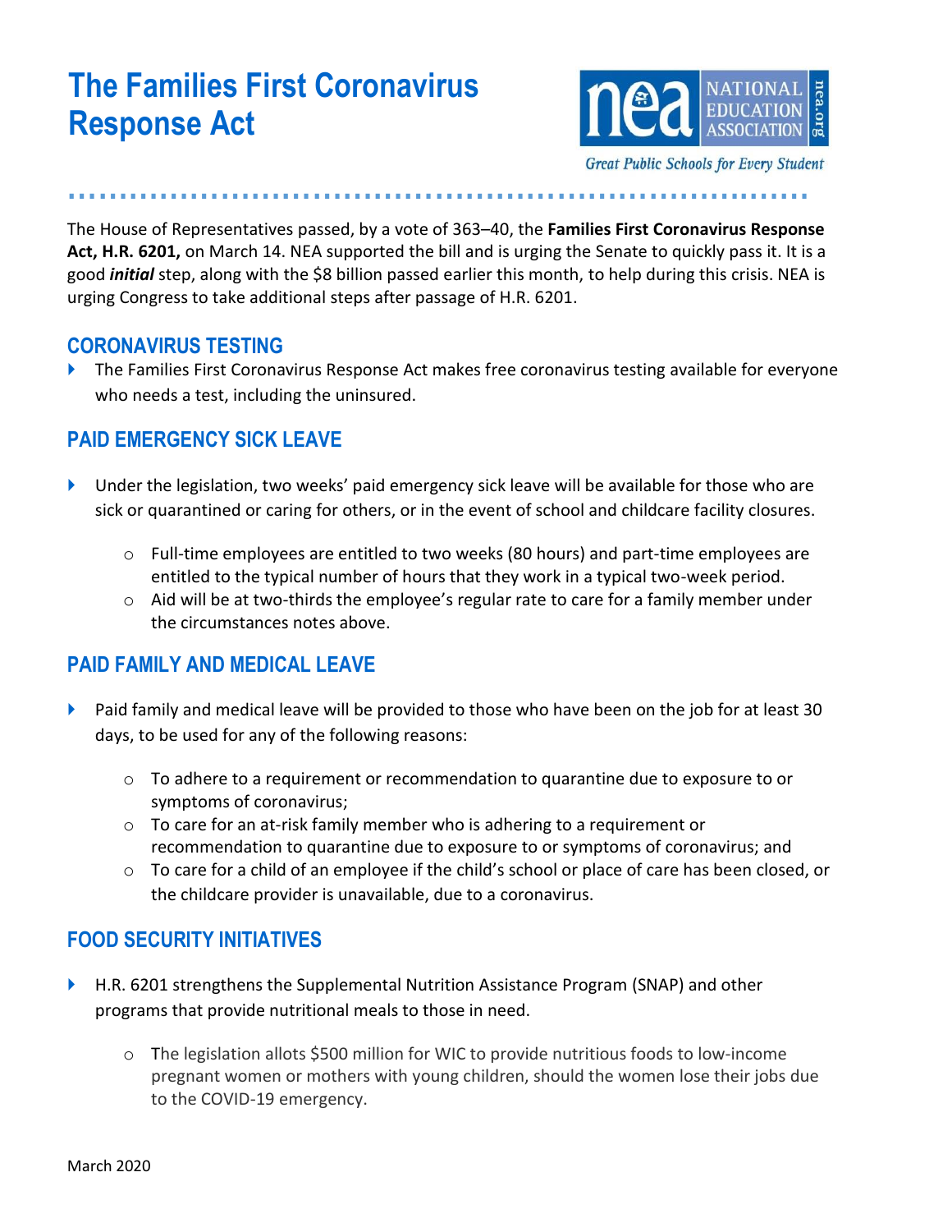# The Families First Coronavirus Response Act

NATIONAL EDUCATION ASSOCIATION

*Great Public Schools for Every Student*

The House of Representatives passed, by a vote of 363–40, the **Families First Coronavirus Response Act, H.R. 6201,** on March 14. NEA supported the bill and is urging the Senate to quickly pass it. It is a good ***initial*** step, along with the $8 billion passed earlier this month, to help during this crisis. NEA is urging Congress to take additional steps after passage of H.R. 6201.

## CORONAVIRUS TESTING

- The Families First Coronavirus Response Act makes free coronavirus testing available for everyone who needs a test, including the uninsured.

## PAID EMERGENCY SICK LEAVE

- Under the legislation, two weeks' paid emergency sick leave will be available for those who are sick or quarantined or caring for others, or in the event of school and childcare facility closures.
  - Full-time employees are entitled to two weeks (80 hours) and part-time employees are entitled to the typical number of hours that they work in a typical two-week period.
  - Aid will be at two-thirds the employee's regular rate to care for a family member under the circumstances notes above.

## PAID FAMILY AND MEDICAL LEAVE

- Paid family and medical leave will be provided to those who have been on the job for at least 30 days, to be used for any of the following reasons:
  - To adhere to a requirement or recommendation to quarantine due to exposure to or symptoms of coronavirus;
  - To care for an at-risk family member who is adhering to a requirement or recommendation to quarantine due to exposure to or symptoms of coronavirus; and
  - To care for a child of an employee if the child's school or place of care has been closed, or the childcare provider is unavailable, due to a coronavirus.

## FOOD SECURITY INITIATIVES

- H.R. 6201 strengthens the Supplemental Nutrition Assistance Program (SNAP) and other programs that provide nutritional meals to those in need.
  - The legislation allots $500 million for WIC to provide nutritious foods to low-income pregnant women or mothers with young children, should the women lose their jobs due to the COVID-19 emergency.

March 2020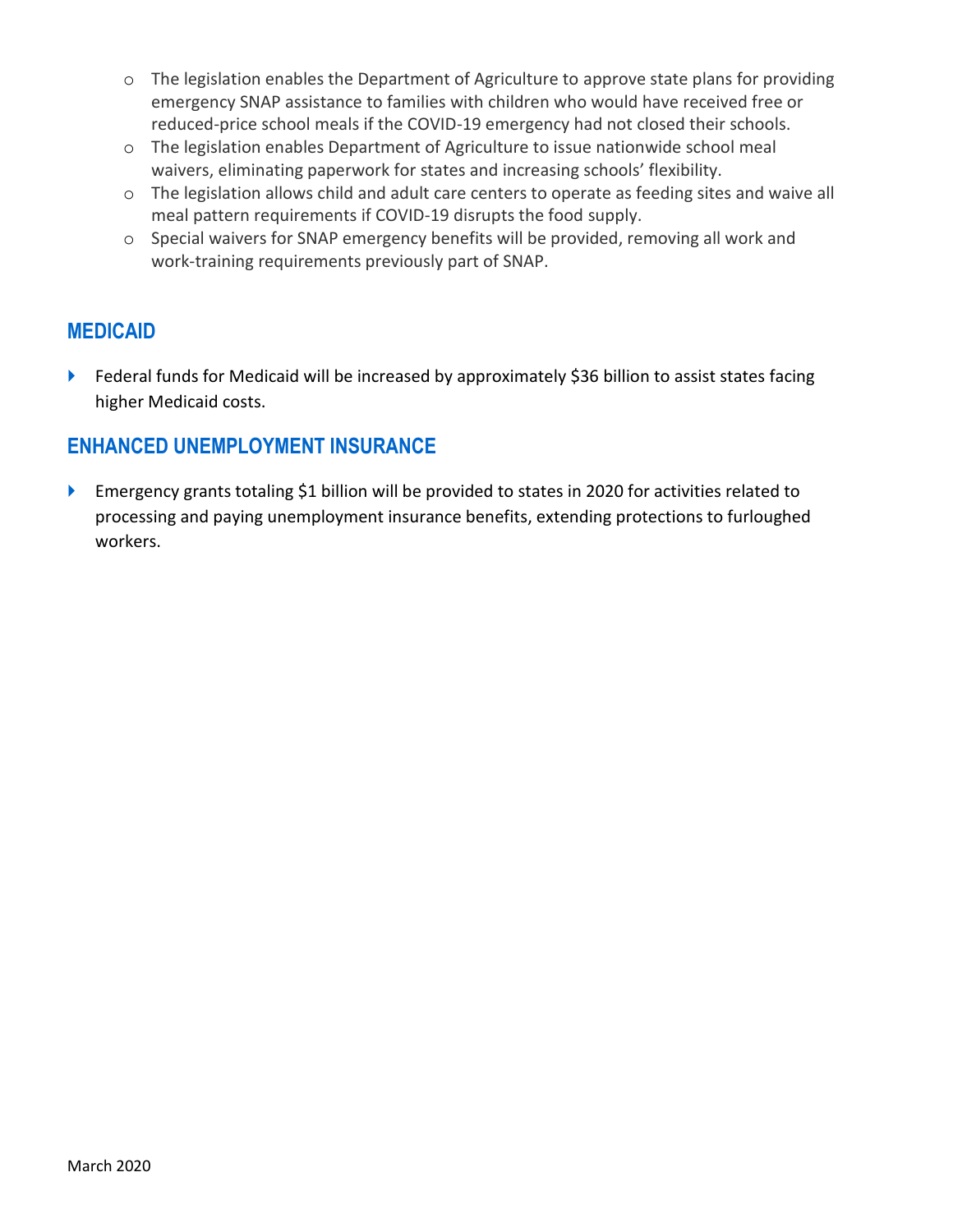- The legislation enables the Department of Agriculture to approve state plans for providing emergency SNAP assistance to families with children who would have received free or reduced-price school meals if the COVID-19 emergency had not closed their schools.
- The legislation enables Department of Agriculture to issue nationwide school meal waivers, eliminating paperwork for states and increasing schools' flexibility.
- The legislation allows child and adult care centers to operate as feeding sites and waive all meal pattern requirements if COVID-19 disrupts the food supply.
- Special waivers for SNAP emergency benefits will be provided, removing all work and work-training requirements previously part of SNAP.

## MEDICAID

- Federal funds for Medicaid will be increased by approximately $36 billion to assist states facing higher Medicaid costs.

## ENHANCED UNEMPLOYMENT INSURANCE

- Emergency grants totaling $1 billion will be provided to states in 2020 for activities related to processing and paying unemployment insurance benefits, extending protections to furloughed workers.

March 2020